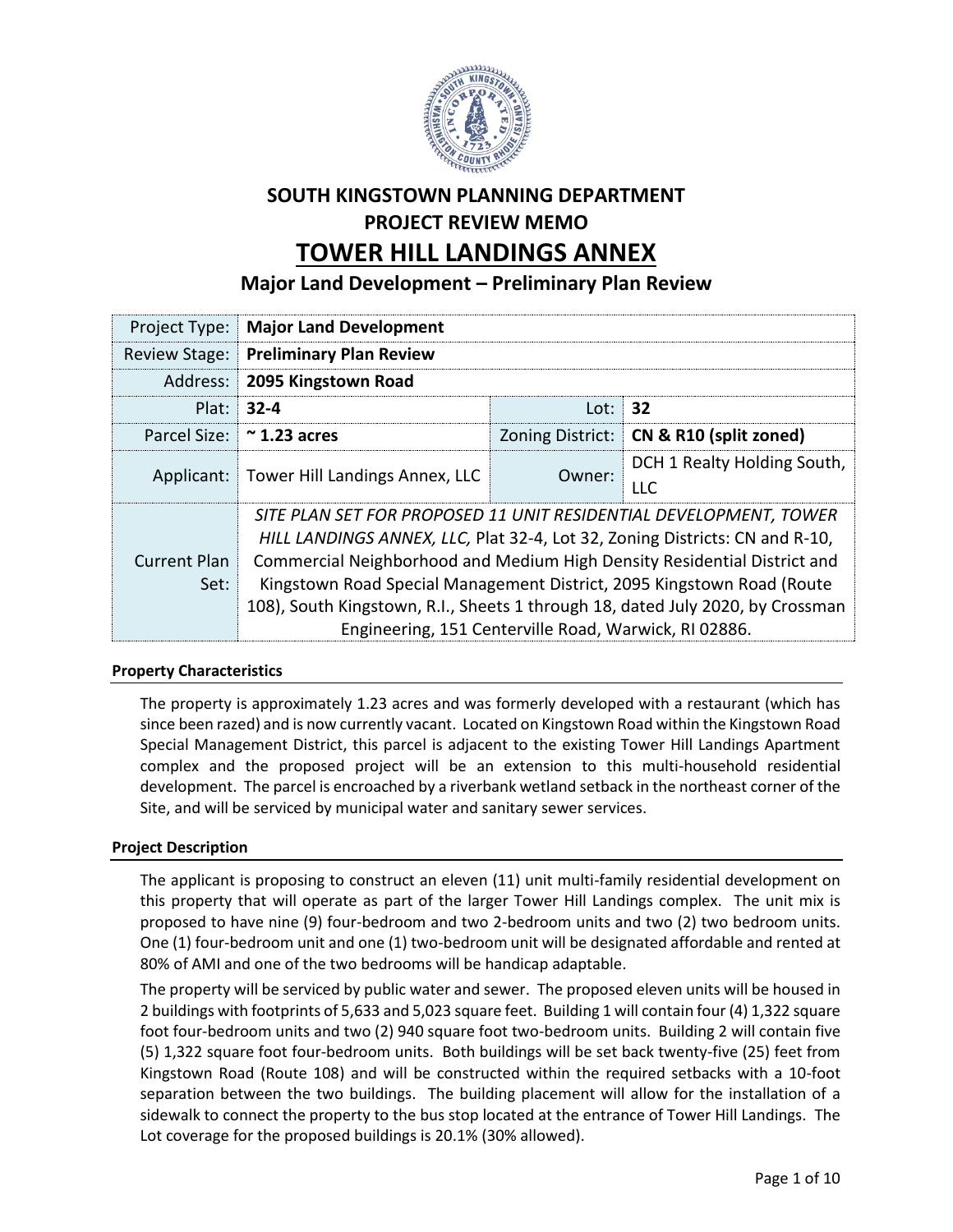# SOUTH KINGSTOWN PLANNING DEPARTMENT

## PROJECT REVIEW MEMO

# TOWER HILL LANDINGS ANNEX

## Major Land Development – Preliminary Plan Review

| Project Type: | **Major Land Development** | | |
|---|---|---|---|
| Review Stage: | **Preliminary Plan Review** | | |
| Address: | **2095 Kingstown Road** | | |
| Plat: | **32-4** | Lot: | **32** |
| Parcel Size: | **~ 1.23 acres** | Zoning District: | **CN & R10 (split zoned)** |
| Applicant: | Tower Hill Landings Annex, LLC | Owner: | DCH 1 Realty Holding South, LLC |
| Current Plan Set: | *SITE PLAN SET FOR PROPOSED 11 UNIT RESIDENTIAL DEVELOPMENT, TOWER HILL LANDINGS ANNEX, LLC,* Plat 32-4, Lot 32, Zoning Districts: CN and R-10, Commercial Neighborhood and Medium High Density Residential District and Kingstown Road Special Management District, 2095 Kingstown Road (Route 108), South Kingstown, R.I., Sheets 1 through 18, dated July 2020, by Crossman Engineering, 151 Centerville Road, Warwick, RI 02886. | | |

### Property Characteristics

The property is approximately 1.23 acres and was formerly developed with a restaurant (which has since been razed) and is now currently vacant. Located on Kingstown Road within the Kingstown Road Special Management District, this parcel is adjacent to the existing Tower Hill Landings Apartment complex and the proposed project will be an extension to this multi-household residential development. The parcel is encroached by a riverbank wetland setback in the northeast corner of the Site, and will be serviced by municipal water and sanitary sewer services.

### Project Description

The applicant is proposing to construct an eleven (11) unit multi-family residential development on this property that will operate as part of the larger Tower Hill Landings complex. The unit mix is proposed to have nine (9) four-bedroom and two 2-bedroom units and two (2) two bedroom units. One (1) four-bedroom unit and one (1) two-bedroom unit will be designated affordable and rented at 80% of AMI and one of the two bedrooms will be handicap adaptable.

The property will be serviced by public water and sewer. The proposed eleven units will be housed in 2 buildings with footprints of 5,633 and 5,023 square feet. Building 1 will contain four (4) 1,322 square foot four-bedroom units and two (2) 940 square foot two-bedroom units. Building 2 will contain five (5) 1,322 square foot four-bedroom units. Both buildings will be set back twenty-five (25) feet from Kingstown Road (Route 108) and will be constructed within the required setbacks with a 10-foot separation between the two buildings. The building placement will allow for the installation of a sidewalk to connect the property to the bus stop located at the entrance of Tower Hill Landings. The Lot coverage for the proposed buildings is 20.1% (30% allowed).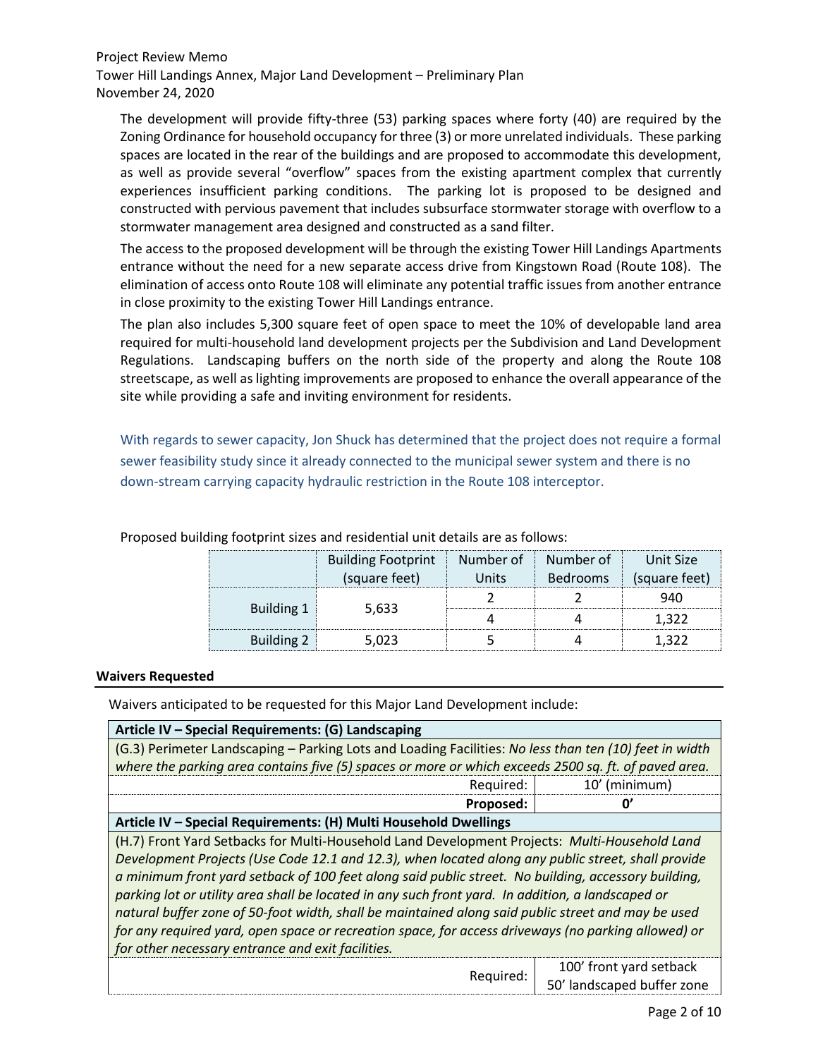The development will provide fifty-three (53) parking spaces where forty (40) are required by the Zoning Ordinance for household occupancy for three (3) or more unrelated individuals. These parking spaces are located in the rear of the buildings and are proposed to accommodate this development, as well as provide several "overflow" spaces from the existing apartment complex that currently experiences insufficient parking conditions. The parking lot is proposed to be designed and constructed with pervious pavement that includes subsurface stormwater storage with overflow to a stormwater management area designed and constructed as a sand filter.

The access to the proposed development will be through the existing Tower Hill Landings Apartments entrance without the need for a new separate access drive from Kingstown Road (Route 108). The elimination of access onto Route 108 will eliminate any potential traffic issues from another entrance in close proximity to the existing Tower Hill Landings entrance.

The plan also includes 5,300 square feet of open space to meet the 10% of developable land area required for multi-household land development projects per the Subdivision and Land Development Regulations. Landscaping buffers on the north side of the property and along the Route 108 streetscape, as well as lighting improvements are proposed to enhance the overall appearance of the site while providing a safe and inviting environment for residents.

With regards to sewer capacity, Jon Shuck has determined that the project does not require a formal sewer feasibility study since it already connected to the municipal sewer system and there is no down-stream carrying capacity hydraulic restriction in the Route 108 interceptor.

Proposed building footprint sizes and residential unit details are as follows:

| | Building Footprint (square feet) | Number of Units | Number of Bedrooms | Unit Size (square feet) |
|---|---|---|---|---|
| Building 1 | 5,633 | 2 | 2 | 940 |
| | | 4 | 4 | 1,322 |
| Building 2 | 5,023 | 5 | 4 | 1,322 |

## Waivers Requested

Waivers anticipated to be requested for this Major Land Development include:

| **Article IV – Special Requirements: (G) Landscaping** | |
|---|---|
| (G.3) Perimeter Landscaping – Parking Lots and Loading Facilities: *No less than ten (10) feet in width where the parking area contains five (5) spaces or more or which exceeds 2500 sq. ft. of paved area.* | |
| Required: | 10' (minimum) |
| **Proposed:** | **0'** |
| **Article IV – Special Requirements: (H) Multi Household Dwellings** | |
| (H.7) Front Yard Setbacks for Multi-Household Land Development Projects: *Multi-Household Land Development Projects (Use Code 12.1 and 12.3), when located along any public street, shall provide a minimum front yard setback of 100 feet along said public street. No building, accessory building, parking lot or utility area shall be located in any such front yard. In addition, a landscaped or natural buffer zone of 50-foot width, shall be maintained along said public street and may be used for any required yard, open space or recreation space, for access driveways (no parking allowed) or for other necessary entrance and exit facilities.* | |
| Required: | 100' front yard setback<br>50' landscaped buffer zone |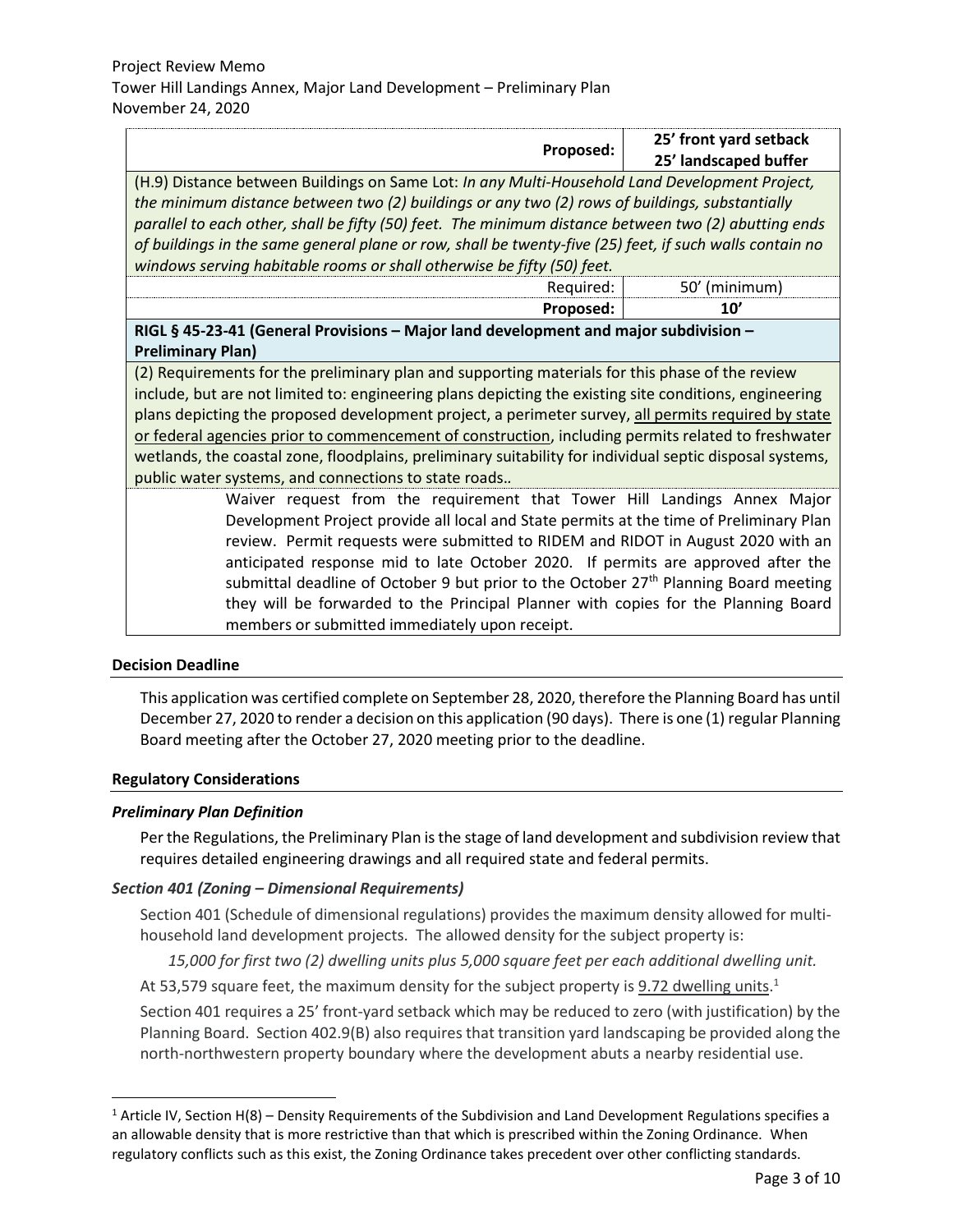| | |
|---|---|
| **Proposed:** | **25' front yard setback 25' landscaped buffer** |
| (H.9) Distance between Buildings on Same Lot: *In any Multi-Household Land Development Project, the minimum distance between two (2) buildings or any two (2) rows of buildings, substantially parallel to each other, shall be fifty (50) feet. The minimum distance between two (2) abutting ends of buildings in the same general plane or row, shall be twenty-five (25) feet, if such walls contain no windows serving habitable rooms or shall otherwise be fifty (50) feet.* | |
| Required: | 50' (minimum) |
| **Proposed:** | **10'** |
| **RIGL § 45-23-41 (General Provisions – Major land development and major subdivision – Preliminary Plan)** | |
| (2) Requirements for the preliminary plan and supporting materials for this phase of the review include, but are not limited to: engineering plans depicting the existing site conditions, engineering plans depicting the proposed development project, a perimeter survey, <u>all permits required by state or federal agencies prior to commencement of construction</u>, including permits related to freshwater wetlands, the coastal zone, floodplains, preliminary suitability for individual septic disposal systems, public water systems, and connections to state roads.. | |
| Waiver request from the requirement that Tower Hill Landings Annex Major Development Project provide all local and State permits at the time of Preliminary Plan review. Permit requests were submitted to RIDEM and RIDOT in August 2020 with an anticipated response mid to late October 2020. If permits are approved after the submittal deadline of October 9 but prior to the October 27th Planning Board meeting they will be forwarded to the Principal Planner with copies for the Planning Board members or submitted immediately upon receipt. | |

## Decision Deadline

This application was certified complete on September 28, 2020, therefore the Planning Board has until December 27, 2020 to render a decision on this application (90 days). There is one (1) regular Planning Board meeting after the October 27, 2020 meeting prior to the deadline.

## Regulatory Considerations

### *Preliminary Plan Definition*

Per the Regulations, the Preliminary Plan is the stage of land development and subdivision review that requires detailed engineering drawings and all required state and federal permits.

### *Section 401 (Zoning – Dimensional Requirements)*

Section 401 (Schedule of dimensional regulations) provides the maximum density allowed for multi-household land development projects. The allowed density for the subject property is:

*15,000 for first two (2) dwelling units plus 5,000 square feet per each additional dwelling unit.*

At 53,579 square feet, the maximum density for the subject property is <u>9.72 dwelling units</u>.[1]

Section 401 requires a 25' front-yard setback which may be reduced to zero (with justification) by the Planning Board. Section 402.9(B) also requires that transition yard landscaping be provided along the north-northwestern property boundary where the development abuts a nearby residential use.

[1] Article IV, Section H(8) – Density Requirements of the Subdivision and Land Development Regulations specifies a an allowable density that is more restrictive than that which is prescribed within the Zoning Ordinance. When regulatory conflicts such as this exist, the Zoning Ordinance takes precedent over other conflicting standards.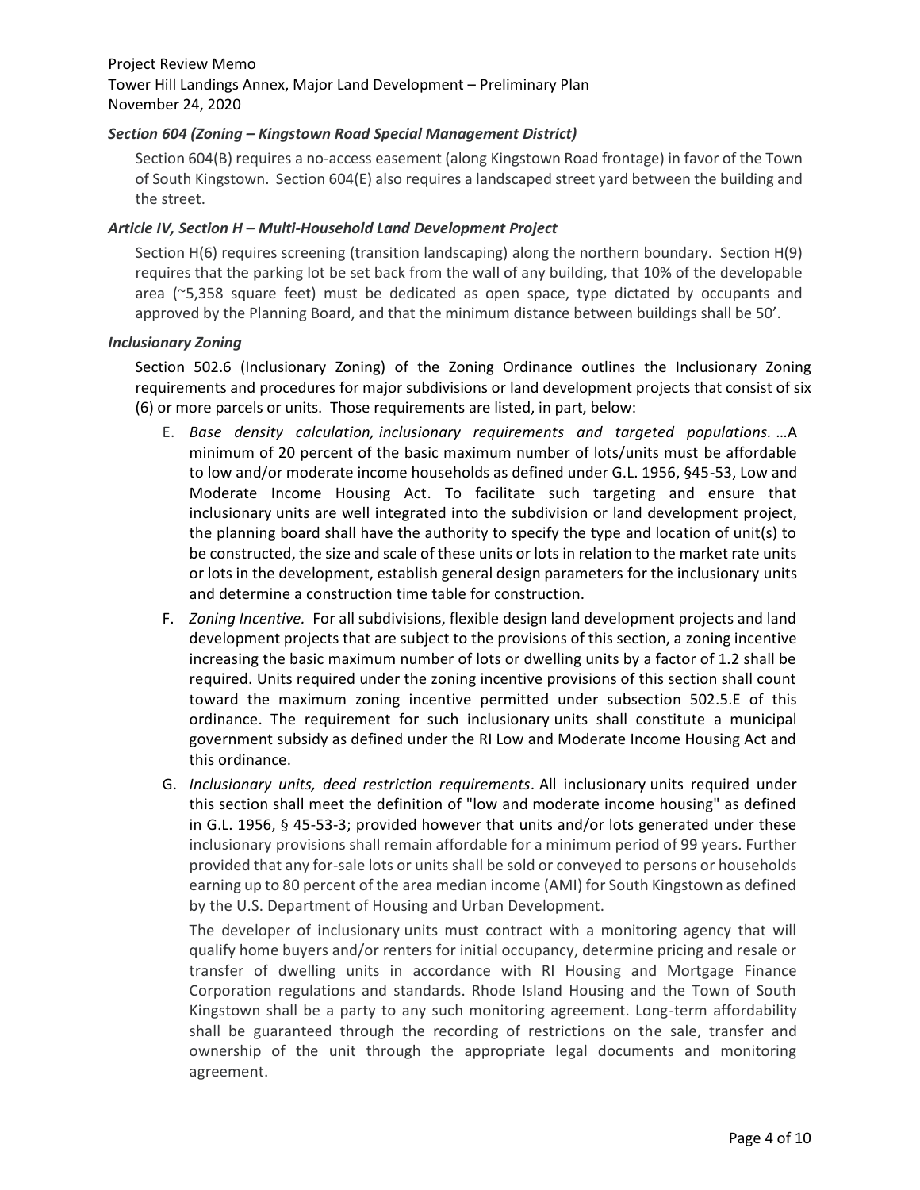### *Section 604 (Zoning – Kingstown Road Special Management District)*

Section 604(B) requires a no-access easement (along Kingstown Road frontage) in favor of the Town of South Kingstown. Section 604(E) also requires a landscaped street yard between the building and the street.

### *Article IV, Section H – Multi-Household Land Development Project*

Section H(6) requires screening (transition landscaping) along the northern boundary. Section H(9) requires that the parking lot be set back from the wall of any building, that 10% of the developable area (~5,358 square feet) must be dedicated as open space, type dictated by occupants and approved by the Planning Board, and that the minimum distance between buildings shall be 50'.

### *Inclusionary Zoning*

Section 502.6 (Inclusionary Zoning) of the Zoning Ordinance outlines the Inclusionary Zoning requirements and procedures for major subdivisions or land development projects that consist of six (6) or more parcels or units. Those requirements are listed, in part, below:

E. *Base density calculation, inclusionary requirements and targeted populations.* …A minimum of 20 percent of the basic maximum number of lots/units must be affordable to low and/or moderate income households as defined under G.L. 1956, §45-53, Low and Moderate Income Housing Act. To facilitate such targeting and ensure that inclusionary units are well integrated into the subdivision or land development project, the planning board shall have the authority to specify the type and location of unit(s) to be constructed, the size and scale of these units or lots in relation to the market rate units or lots in the development, establish general design parameters for the inclusionary units and determine a construction time table for construction.

F. *Zoning Incentive.* For all subdivisions, flexible design land development projects and land development projects that are subject to the provisions of this section, a zoning incentive increasing the basic maximum number of lots or dwelling units by a factor of 1.2 shall be required. Units required under the zoning incentive provisions of this section shall count toward the maximum zoning incentive permitted under subsection 502.5.E of this ordinance. The requirement for such inclusionary units shall constitute a municipal government subsidy as defined under the RI Low and Moderate Income Housing Act and this ordinance.

G. *Inclusionary units, deed restriction requirements.* All inclusionary units required under this section shall meet the definition of "low and moderate income housing" as defined in G.L. 1956, § 45-53-3; provided however that units and/or lots generated under these inclusionary provisions shall remain affordable for a minimum period of 99 years. Further provided that any for-sale lots or units shall be sold or conveyed to persons or households earning up to 80 percent of the area median income (AMI) for South Kingstown as defined by the U.S. Department of Housing and Urban Development.

The developer of inclusionary units must contract with a monitoring agency that will qualify home buyers and/or renters for initial occupancy, determine pricing and resale or transfer of dwelling units in accordance with RI Housing and Mortgage Finance Corporation regulations and standards. Rhode Island Housing and the Town of South Kingstown shall be a party to any such monitoring agreement. Long-term affordability shall be guaranteed through the recording of restrictions on the sale, transfer and ownership of the unit through the appropriate legal documents and monitoring agreement.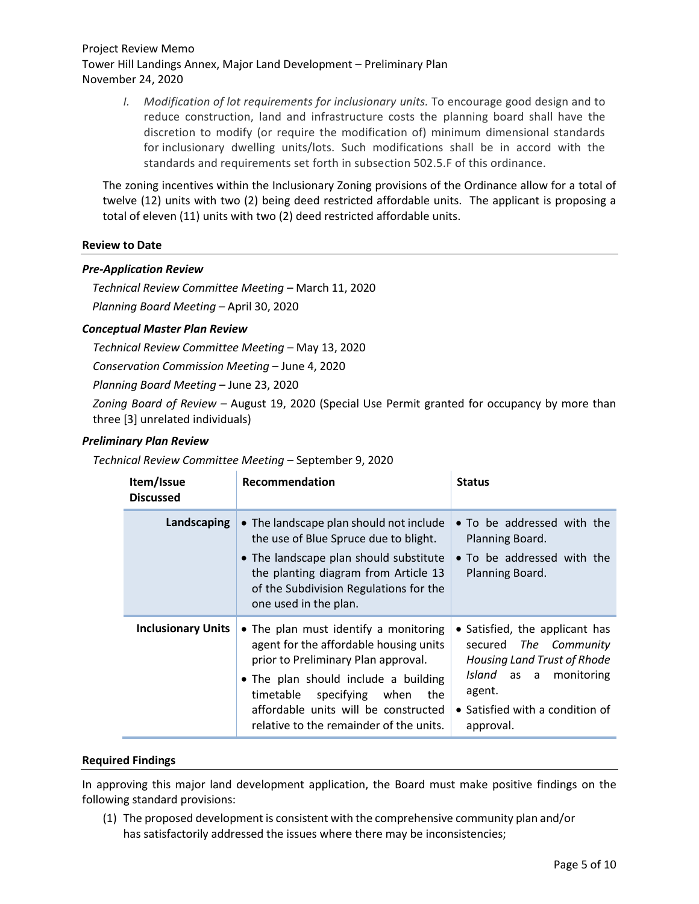*I. Modification of lot requirements for inclusionary units.* To encourage good design and to reduce construction, land and infrastructure costs the planning board shall have the discretion to modify (or require the modification of) minimum dimensional standards for inclusionary dwelling units/lots. Such modifications shall be in accord with the standards and requirements set forth in subsection 502.5.F of this ordinance.

The zoning incentives within the Inclusionary Zoning provisions of the Ordinance allow for a total of twelve (12) units with two (2) being deed restricted affordable units. The applicant is proposing a total of eleven (11) units with two (2) deed restricted affordable units.

## Review to Date

### *Pre-Application Review*

*Technical Review Committee Meeting* – March 11, 2020

*Planning Board Meeting* – April 30, 2020

### *Conceptual Master Plan Review*

*Technical Review Committee Meeting* – May 13, 2020

*Conservation Commission Meeting* – June 4, 2020

*Planning Board Meeting* – June 23, 2020

*Zoning Board of Review* – August 19, 2020 (Special Use Permit granted for occupancy by more than three [3] unrelated individuals)

### *Preliminary Plan Review*

*Technical Review Committee Meeting* – September 9, 2020

| Item/Issue Discussed | Recommendation | Status |
|---|---|---|
| **Landscaping** | • The landscape plan should not include the use of Blue Spruce due to blight.<br>• The landscape plan should substitute the planting diagram from Article 13 of the Subdivision Regulations for the one used in the plan. | • To be addressed with the Planning Board.<br>• To be addressed with the Planning Board. |
| **Inclusionary Units** | • The plan must identify a monitoring agent for the affordable housing units prior to Preliminary Plan approval.<br>• The plan should include a building timetable specifying when the affordable units will be constructed relative to the remainder of the units. | • Satisfied, the applicant has secured *The Community Housing Land Trust of Rhode Island* as a monitoring agent.<br>• Satisfied with a condition of approval. |

## Required Findings

In approving this major land development application, the Board must make positive findings on the following standard provisions:

(1) The proposed development is consistent with the comprehensive community plan and/or has satisfactorily addressed the issues where there may be inconsistencies;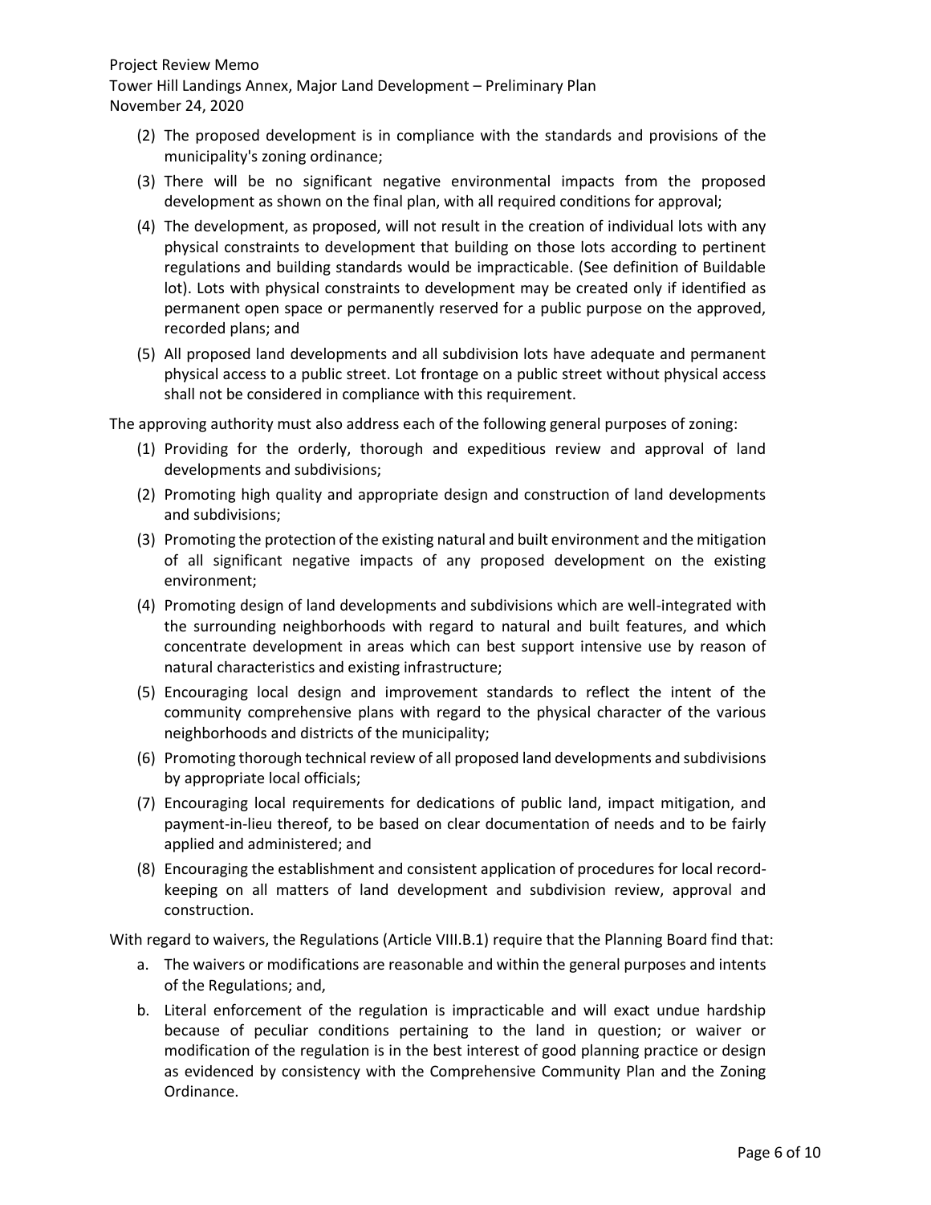(2) The proposed development is in compliance with the standards and provisions of the municipality's zoning ordinance;

(3) There will be no significant negative environmental impacts from the proposed development as shown on the final plan, with all required conditions for approval;

(4) The development, as proposed, will not result in the creation of individual lots with any physical constraints to development that building on those lots according to pertinent regulations and building standards would be impracticable. (See definition of Buildable lot). Lots with physical constraints to development may be created only if identified as permanent open space or permanently reserved for a public purpose on the approved, recorded plans; and

(5) All proposed land developments and all subdivision lots have adequate and permanent physical access to a public street. Lot frontage on a public street without physical access shall not be considered in compliance with this requirement.

The approving authority must also address each of the following general purposes of zoning:

(1) Providing for the orderly, thorough and expeditious review and approval of land developments and subdivisions;

(2) Promoting high quality and appropriate design and construction of land developments and subdivisions;

(3) Promoting the protection of the existing natural and built environment and the mitigation of all significant negative impacts of any proposed development on the existing environment;

(4) Promoting design of land developments and subdivisions which are well-integrated with the surrounding neighborhoods with regard to natural and built features, and which concentrate development in areas which can best support intensive use by reason of natural characteristics and existing infrastructure;

(5) Encouraging local design and improvement standards to reflect the intent of the community comprehensive plans with regard to the physical character of the various neighborhoods and districts of the municipality;

(6) Promoting thorough technical review of all proposed land developments and subdivisions by appropriate local officials;

(7) Encouraging local requirements for dedications of public land, impact mitigation, and payment-in-lieu thereof, to be based on clear documentation of needs and to be fairly applied and administered; and

(8) Encouraging the establishment and consistent application of procedures for local record-keeping on all matters of land development and subdivision review, approval and construction.

With regard to waivers, the Regulations (Article VIII.B.1) require that the Planning Board find that:

a. The waivers or modifications are reasonable and within the general purposes and intents of the Regulations; and,

b. Literal enforcement of the regulation is impracticable and will exact undue hardship because of peculiar conditions pertaining to the land in question; or waiver or modification of the regulation is in the best interest of good planning practice or design as evidenced by consistency with the Comprehensive Community Plan and the Zoning Ordinance.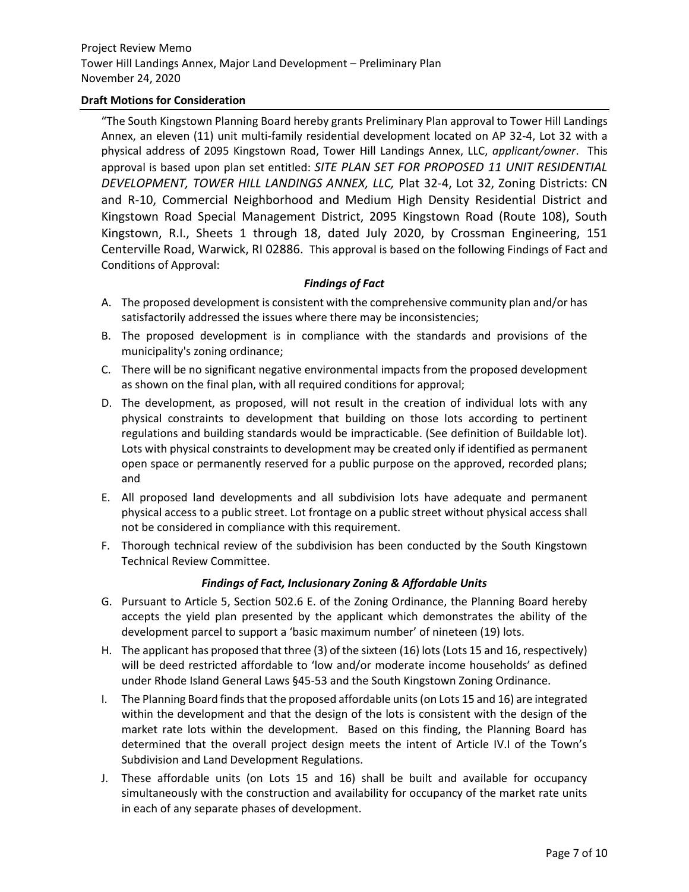**Draft Motions for Consideration**

"The South Kingstown Planning Board hereby grants Preliminary Plan approval to Tower Hill Landings Annex, an eleven (11) unit multi-family residential development located on AP 32-4, Lot 32 with a physical address of 2095 Kingstown Road, Tower Hill Landings Annex, LLC, *applicant/owner*. This approval is based upon plan set entitled: *SITE PLAN SET FOR PROPOSED 11 UNIT RESIDENTIAL DEVELOPMENT, TOWER HILL LANDINGS ANNEX, LLC,* Plat 32-4, Lot 32, Zoning Districts: CN and R-10, Commercial Neighborhood and Medium High Density Residential District and Kingstown Road Special Management District, 2095 Kingstown Road (Route 108), South Kingstown, R.I., Sheets 1 through 18, dated July 2020, by Crossman Engineering, 151 Centerville Road, Warwick, RI 02886. This approval is based on the following Findings of Fact and Conditions of Approval:

***Findings of Fact***

A. The proposed development is consistent with the comprehensive community plan and/or has satisfactorily addressed the issues where there may be inconsistencies;

B. The proposed development is in compliance with the standards and provisions of the municipality's zoning ordinance;

C. There will be no significant negative environmental impacts from the proposed development as shown on the final plan, with all required conditions for approval;

D. The development, as proposed, will not result in the creation of individual lots with any physical constraints to development that building on those lots according to pertinent regulations and building standards would be impracticable. (See definition of Buildable lot). Lots with physical constraints to development may be created only if identified as permanent open space or permanently reserved for a public purpose on the approved, recorded plans; and

E. All proposed land developments and all subdivision lots have adequate and permanent physical access to a public street. Lot frontage on a public street without physical access shall not be considered in compliance with this requirement.

F. Thorough technical review of the subdivision has been conducted by the South Kingstown Technical Review Committee.

***Findings of Fact, Inclusionary Zoning & Affordable Units***

G. Pursuant to Article 5, Section 502.6 E. of the Zoning Ordinance, the Planning Board hereby accepts the yield plan presented by the applicant which demonstrates the ability of the development parcel to support a 'basic maximum number' of nineteen (19) lots.

H. The applicant has proposed that three (3) of the sixteen (16) lots (Lots 15 and 16, respectively) will be deed restricted affordable to 'low and/or moderate income households' as defined under Rhode Island General Laws §45-53 and the South Kingstown Zoning Ordinance.

I. The Planning Board finds that the proposed affordable units (on Lots 15 and 16) are integrated within the development and that the design of the lots is consistent with the design of the market rate lots within the development. Based on this finding, the Planning Board has determined that the overall project design meets the intent of Article IV.I of the Town's Subdivision and Land Development Regulations.

J. These affordable units (on Lots 15 and 16) shall be built and available for occupancy simultaneously with the construction and availability for occupancy of the market rate units in each of any separate phases of development.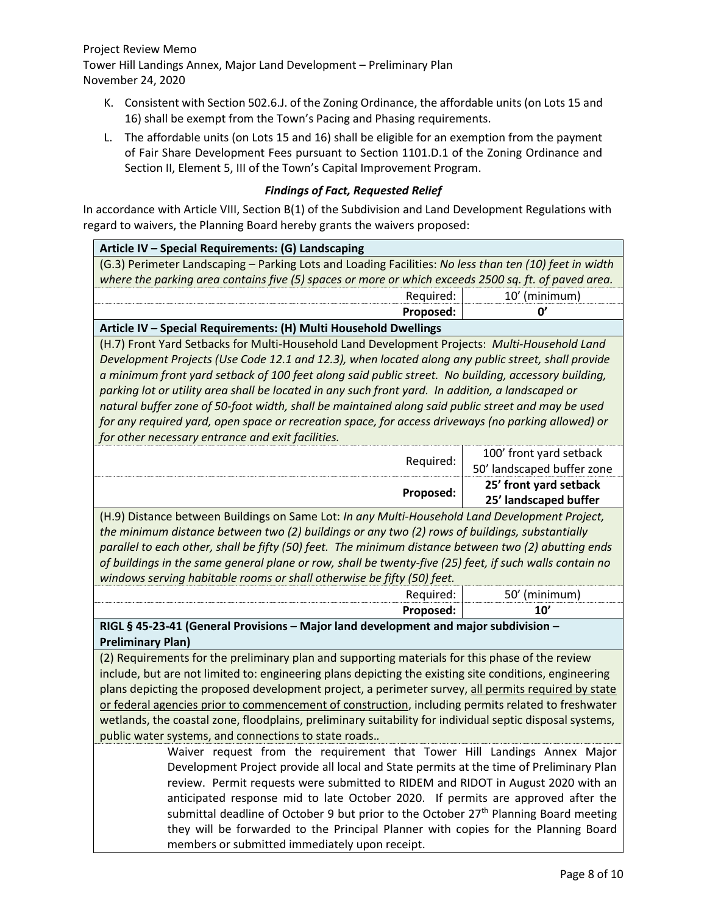K. Consistent with Section 502.6.J. of the Zoning Ordinance, the affordable units (on Lots 15 and 16) shall be exempt from the Town's Pacing and Phasing requirements.

L. The affordable units (on Lots 15 and 16) shall be eligible for an exemption from the payment of Fair Share Development Fees pursuant to Section 1101.D.1 of the Zoning Ordinance and Section II, Element 5, III of the Town's Capital Improvement Program.

### *Findings of Fact, Requested Relief*

In accordance with Article VIII, Section B(1) of the Subdivision and Land Development Regulations with regard to waivers, the Planning Board hereby grants the waivers proposed:

| | |
|---|---|
| **Article IV – Special Requirements: (G) Landscaping** | |
| (G.3) Perimeter Landscaping – Parking Lots and Loading Facilities: *No less than ten (10) feet in width where the parking area contains five (5) spaces or more or which exceeds 2500 sq. ft. of paved area.* | |
| Required: | 10' (minimum) |
| **Proposed:** | **0'** |
| **Article IV – Special Requirements: (H) Multi Household Dwellings** | |
| (H.7) Front Yard Setbacks for Multi-Household Land Development Projects: *Multi-Household Land Development Projects (Use Code 12.1 and 12.3), when located along any public street, shall provide a minimum front yard setback of 100 feet along said public street. No building, accessory building, parking lot or utility area shall be located in any such front yard. In addition, a landscaped or natural buffer zone of 50-foot width, shall be maintained along said public street and may be used for any required yard, open space or recreation space, for access driveways (no parking allowed) or for other necessary entrance and exit facilities.* | |
| Required: | 100' front yard setback<br>50' landscaped buffer zone |
| **Proposed:** | **25' front yard setback**<br>**25' landscaped buffer** |
| (H.9) Distance between Buildings on Same Lot: *In any Multi-Household Land Development Project, the minimum distance between two (2) buildings or any two (2) rows of buildings, substantially parallel to each other, shall be fifty (50) feet. The minimum distance between two (2) abutting ends of buildings in the same general plane or row, shall be twenty-five (25) feet, if such walls contain no windows serving habitable rooms or shall otherwise be fifty (50) feet.* | |
| Required: | 50' (minimum) |
| **Proposed:** | **10'** |
| **RIGL § 45-23-41 (General Provisions – Major land development and major subdivision – Preliminary Plan)** | |
| (2) Requirements for the preliminary plan and supporting materials for this phase of the review include, but are not limited to: engineering plans depicting the existing site conditions, engineering plans depicting the proposed development project, a perimeter survey, <u>all permits required by state or federal agencies prior to commencement of construction</u>, including permits related to freshwater wetlands, the coastal zone, floodplains, preliminary suitability for individual septic disposal systems, public water systems, and connections to state roads.. | |
| Waiver request from the requirement that Tower Hill Landings Annex Major Development Project provide all local and State permits at the time of Preliminary Plan review. Permit requests were submitted to RIDEM and RIDOT in August 2020 with an anticipated response mid to late October 2020. If permits are approved after the submittal deadline of October 9 but prior to the October 27th Planning Board meeting they will be forwarded to the Principal Planner with copies for the Planning Board members or submitted immediately upon receipt. | |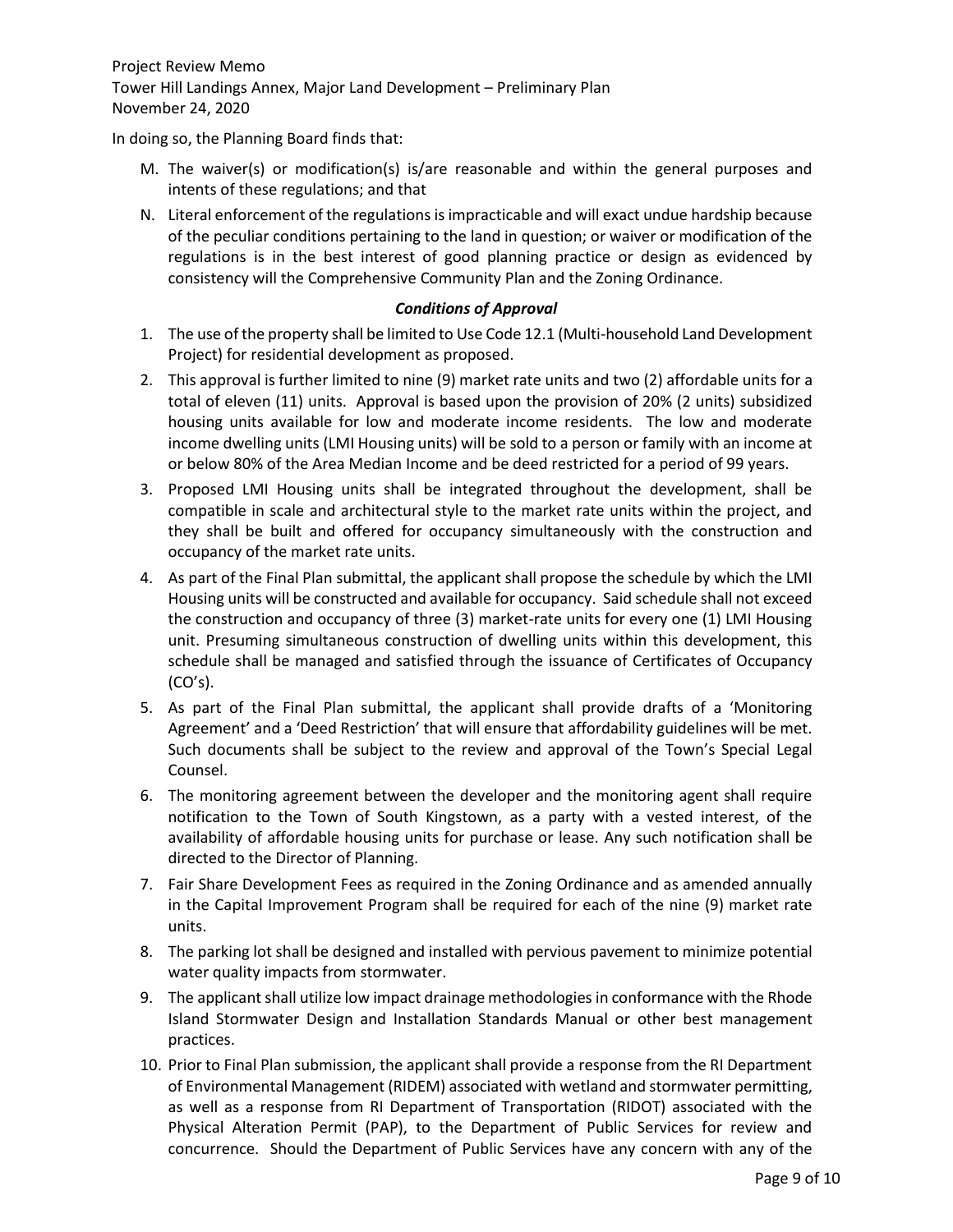In doing so, the Planning Board finds that:

M. The waiver(s) or modification(s) is/are reasonable and within the general purposes and intents of these regulations; and that

N. Literal enforcement of the regulations is impracticable and will exact undue hardship because of the peculiar conditions pertaining to the land in question; or waiver or modification of the regulations is in the best interest of good planning practice or design as evidenced by consistency will the Comprehensive Community Plan and the Zoning Ordinance.

### ***Conditions of Approval***

1. The use of the property shall be limited to Use Code 12.1 (Multi-household Land Development Project) for residential development as proposed.
2. This approval is further limited to nine (9) market rate units and two (2) affordable units for a total of eleven (11) units. Approval is based upon the provision of 20% (2 units) subsidized housing units available for low and moderate income residents. The low and moderate income dwelling units (LMI Housing units) will be sold to a person or family with an income at or below 80% of the Area Median Income and be deed restricted for a period of 99 years.
3. Proposed LMI Housing units shall be integrated throughout the development, shall be compatible in scale and architectural style to the market rate units within the project, and they shall be built and offered for occupancy simultaneously with the construction and occupancy of the market rate units.
4. As part of the Final Plan submittal, the applicant shall propose the schedule by which the LMI Housing units will be constructed and available for occupancy. Said schedule shall not exceed the construction and occupancy of three (3) market-rate units for every one (1) LMI Housing unit. Presuming simultaneous construction of dwelling units within this development, this schedule shall be managed and satisfied through the issuance of Certificates of Occupancy (CO's).
5. As part of the Final Plan submittal, the applicant shall provide drafts of a 'Monitoring Agreement' and a 'Deed Restriction' that will ensure that affordability guidelines will be met. Such documents shall be subject to the review and approval of the Town's Special Legal Counsel.
6. The monitoring agreement between the developer and the monitoring agent shall require notification to the Town of South Kingstown, as a party with a vested interest, of the availability of affordable housing units for purchase or lease. Any such notification shall be directed to the Director of Planning.
7. Fair Share Development Fees as required in the Zoning Ordinance and as amended annually in the Capital Improvement Program shall be required for each of the nine (9) market rate units.
8. The parking lot shall be designed and installed with pervious pavement to minimize potential water quality impacts from stormwater.
9. The applicant shall utilize low impact drainage methodologies in conformance with the Rhode Island Stormwater Design and Installation Standards Manual or other best management practices.
10. Prior to Final Plan submission, the applicant shall provide a response from the RI Department of Environmental Management (RIDEM) associated with wetland and stormwater permitting, as well as a response from RI Department of Transportation (RIDOT) associated with the Physical Alteration Permit (PAP), to the Department of Public Services for review and concurrence. Should the Department of Public Services have any concern with any of the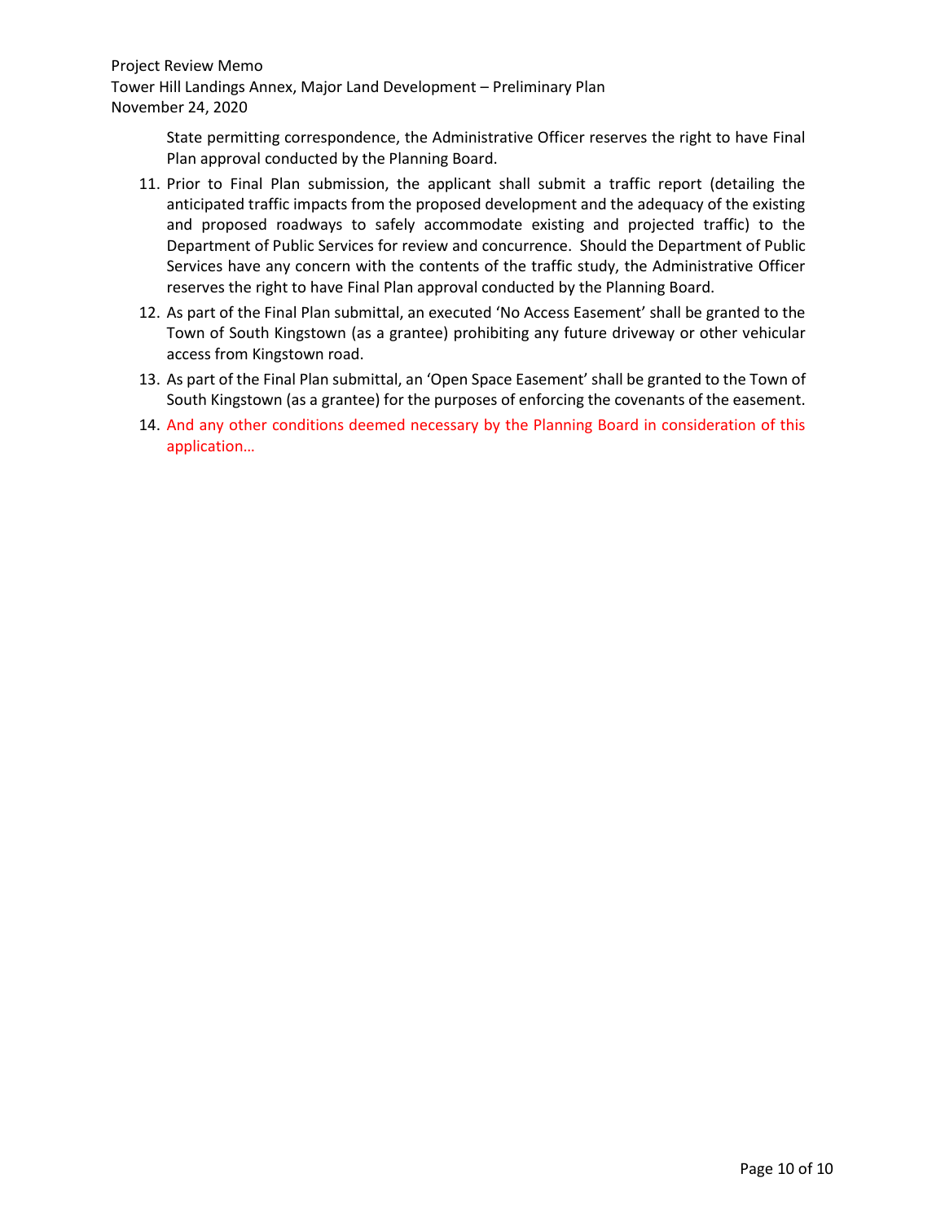State permitting correspondence, the Administrative Officer reserves the right to have Final Plan approval conducted by the Planning Board.

11. Prior to Final Plan submission, the applicant shall submit a traffic report (detailing the anticipated traffic impacts from the proposed development and the adequacy of the existing and proposed roadways to safely accommodate existing and projected traffic) to the Department of Public Services for review and concurrence. Should the Department of Public Services have any concern with the contents of the traffic study, the Administrative Officer reserves the right to have Final Plan approval conducted by the Planning Board.
12. As part of the Final Plan submittal, an executed 'No Access Easement' shall be granted to the Town of South Kingstown (as a grantee) prohibiting any future driveway or other vehicular access from Kingstown road.
13. As part of the Final Plan submittal, an 'Open Space Easement' shall be granted to the Town of South Kingstown (as a grantee) for the purposes of enforcing the covenants of the easement.
14. And any other conditions deemed necessary by the Planning Board in consideration of this application…